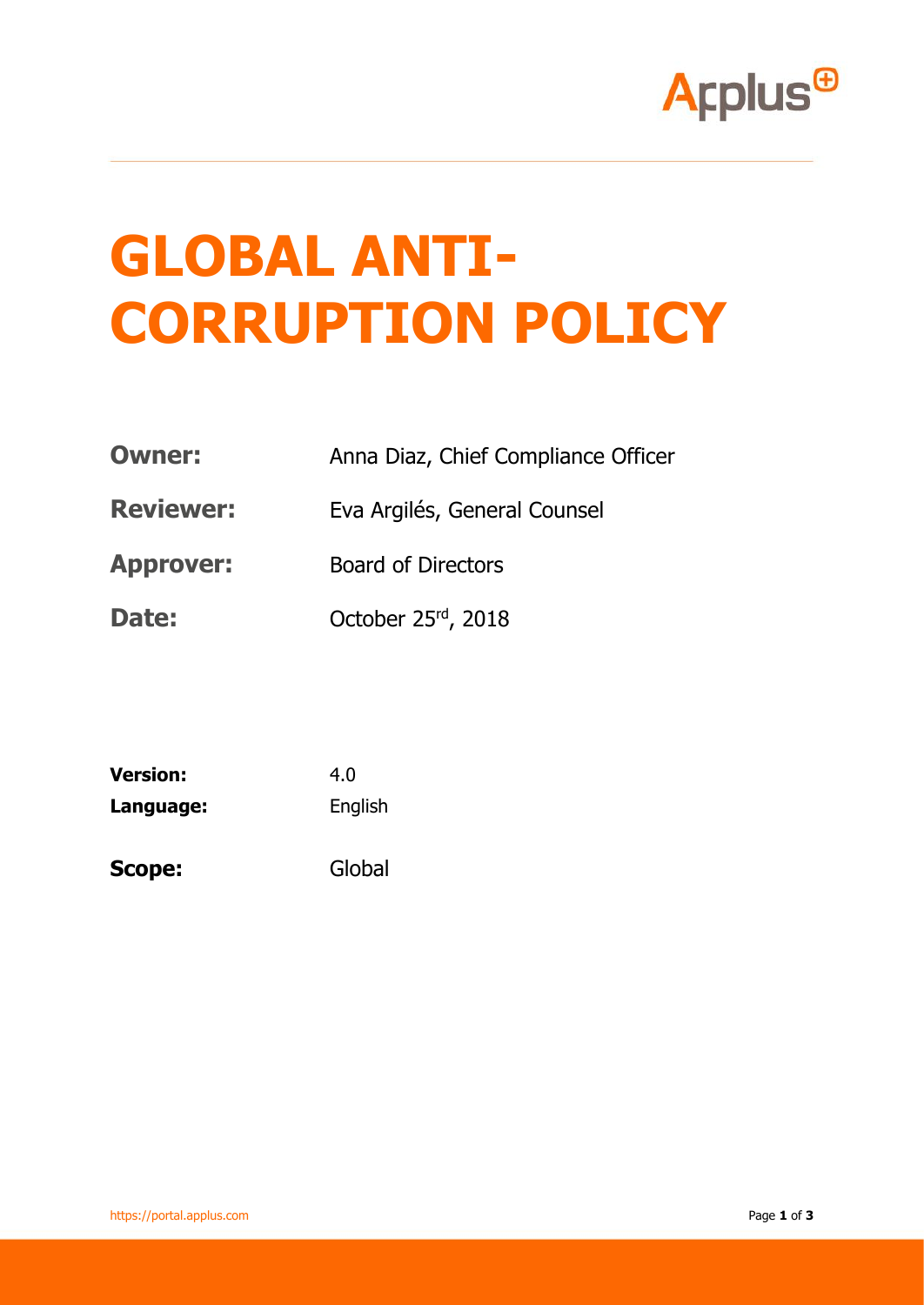# GLOBAL ANTI-CORRUPTION POLICY

| | |
|---|---|
| **Owner:** | Anna Diaz, Chief Compliance Officer |
| **Reviewer:** | Eva Argilés, General Counsel |
| **Approver:** | Board of Directors |
| **Date:** | October 25rd, 2018 |

| | |
|---|---|
| **Version:** | 4.0 |
| **Language:** | English |
| **Scope:** | Global |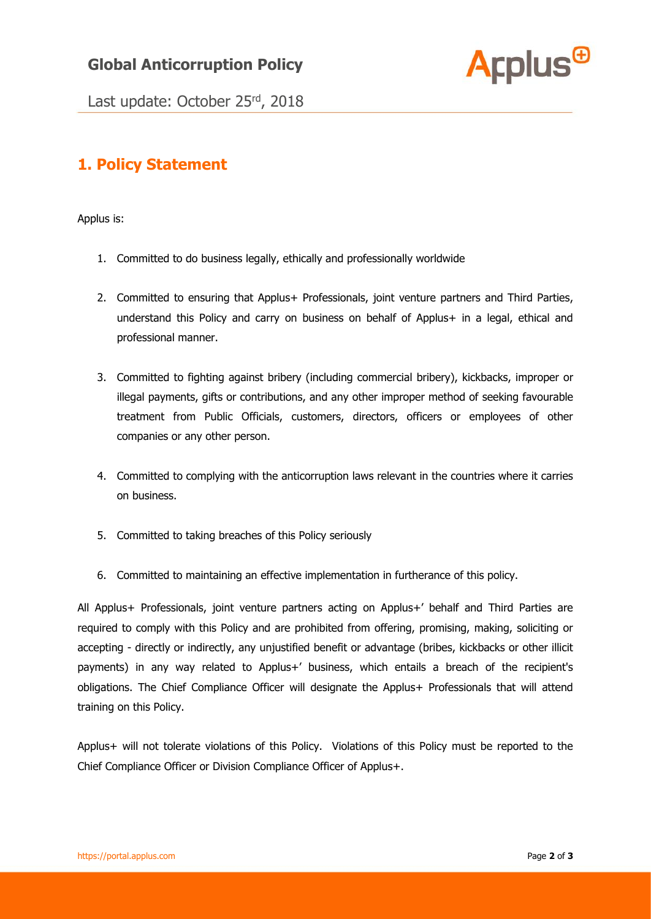## 1. Policy Statement

Applus is:

1. Committed to do business legally, ethically and professionally worldwide
2. Committed to ensuring that Applus+ Professionals, joint venture partners and Third Parties, understand this Policy and carry on business on behalf of Applus+ in a legal, ethical and professional manner.
3. Committed to fighting against bribery (including commercial bribery), kickbacks, improper or illegal payments, gifts or contributions, and any other improper method of seeking favourable treatment from Public Officials, customers, directors, officers or employees of other companies or any other person.
4. Committed to complying with the anticorruption laws relevant in the countries where it carries on business.
5. Committed to taking breaches of this Policy seriously
6. Committed to maintaining an effective implementation in furtherance of this policy.

All Applus+ Professionals, joint venture partners acting on Applus+' behalf and Third Parties are required to comply with this Policy and are prohibited from offering, promising, making, soliciting or accepting - directly or indirectly, any unjustified benefit or advantage (bribes, kickbacks or other illicit payments) in any way related to Applus+' business, which entails a breach of the recipient's obligations. The Chief Compliance Officer will designate the Applus+ Professionals that will attend training on this Policy.

Applus+ will not tolerate violations of this Policy. Violations of this Policy must be reported to the Chief Compliance Officer or Division Compliance Officer of Applus+.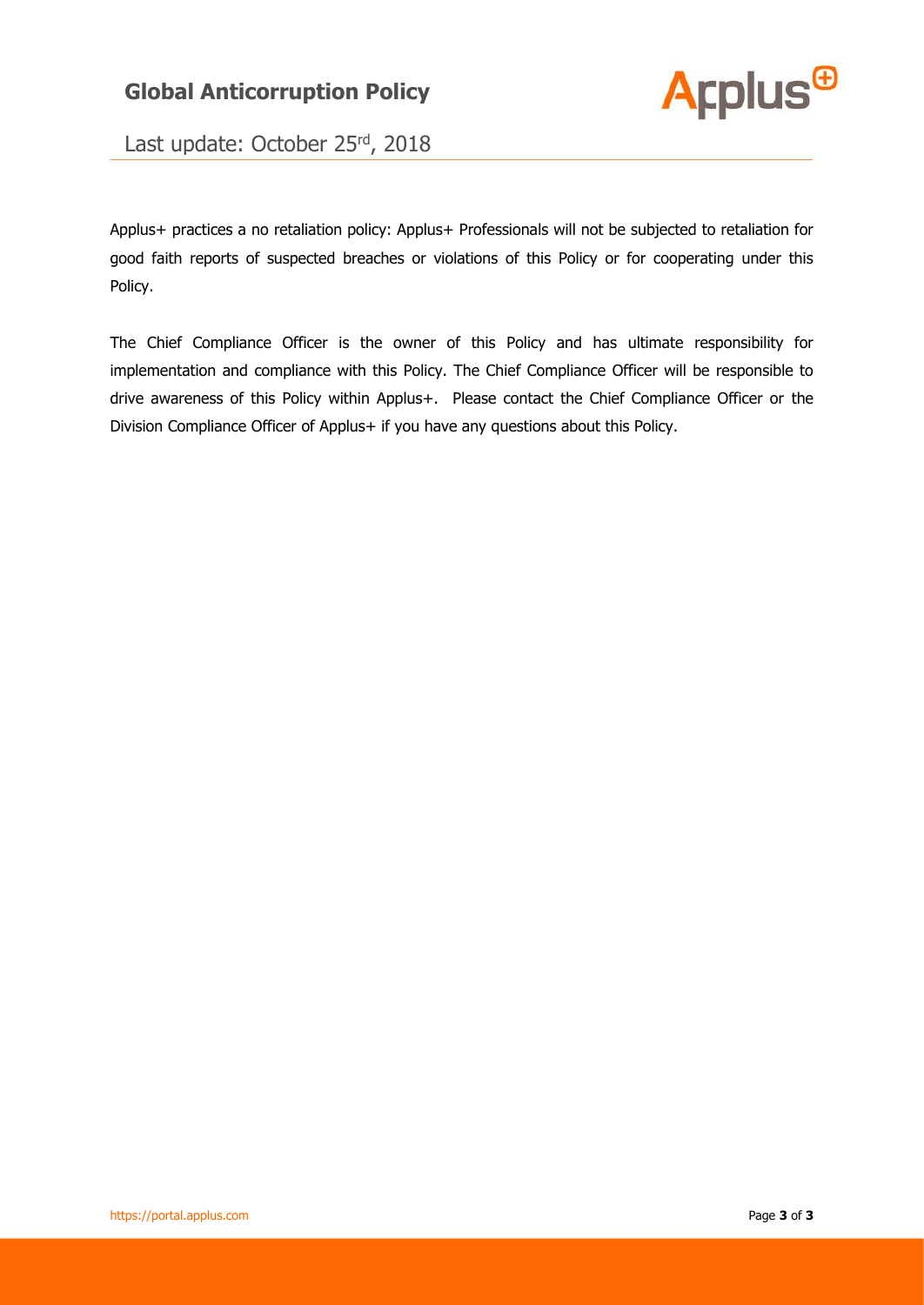Applus+ practices a no retaliation policy: Applus+ Professionals will not be subjected to retaliation for good faith reports of suspected breaches or violations of this Policy or for cooperating under this Policy.

The Chief Compliance Officer is the owner of this Policy and has ultimate responsibility for implementation and compliance with this Policy. The Chief Compliance Officer will be responsible to drive awareness of this Policy within Applus+. Please contact the Chief Compliance Officer or the Division Compliance Officer of Applus+ if you have any questions about this Policy.